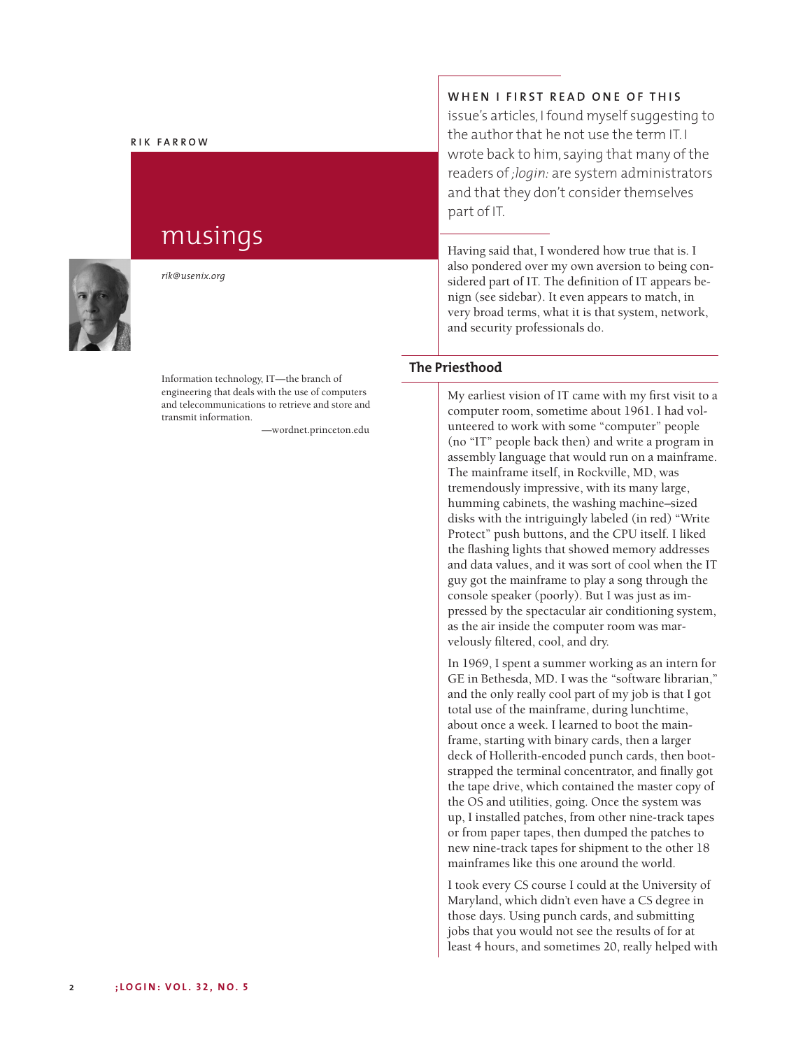RIK FARROW

# musings

*rik@usenix.org*

**WHEN I FIRST READ ONE OF THIS** issue's articles, I found myself suggesting to the author that he not use the term IT. I wrote back to him, saying that many of the readers of *;login:* are system administrators and that they don't consider themselves part of IT.

Having said that, I wondered how true that is. I also pondered over my own aversion to being considered part of IT. The definition of IT appears benign (see sidebar). It even appears to match, in very broad terms, what it is that system, network, and security professionals do.

> Information technology, IT—the branch of engineering that deals with the use of computers and telecommunications to retrieve and store and transmit information.
>
> —wordnet.princeton.edu

## The Priesthood

My earliest vision of IT came with my first visit to a computer room, sometime about 1961. I had volunteered to work with some "computer" people (no "IT" people back then) and write a program in assembly language that would run on a mainframe. The mainframe itself, in Rockville, MD, was tremendously impressive, with its many large, humming cabinets, the washing machine–sized disks with the intriguingly labeled (in red) "Write Protect" push buttons, and the CPU itself. I liked the flashing lights that showed memory addresses and data values, and it was sort of cool when the IT guy got the mainframe to play a song through the console speaker (poorly). But I was just as impressed by the spectacular air conditioning system, as the air inside the computer room was marvelously filtered, cool, and dry.

In 1969, I spent a summer working as an intern for GE in Bethesda, MD. I was the "software librarian," and the only really cool part of my job is that I got total use of the mainframe, during lunchtime, about once a week. I learned to boot the mainframe, starting with binary cards, then a larger deck of Hollerith-encoded punch cards, then bootstrapped the terminal concentrator, and finally got the tape drive, which contained the master copy of the OS and utilities, going. Once the system was up, I installed patches, from other nine-track tapes or from paper tapes, then dumped the patches to new nine-track tapes for shipment to the other 18 mainframes like this one around the world.

I took every CS course I could at the University of Maryland, which didn't even have a CS degree in those days. Using punch cards, and submitting jobs that you would not see the results of for at least 4 hours, and sometimes 20, really helped with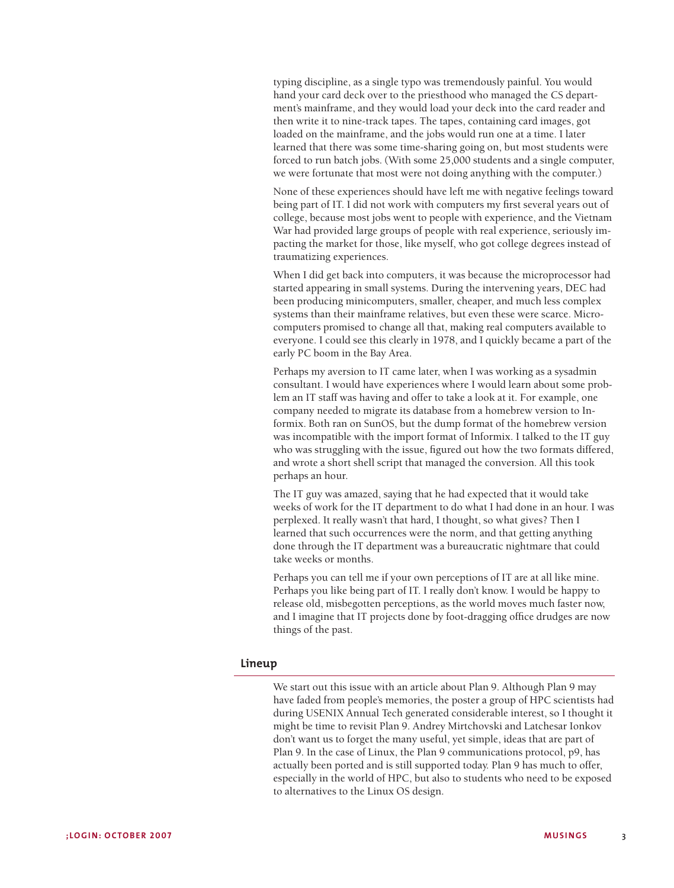typing discipline, as a single typo was tremendously painful. You would hand your card deck over to the priesthood who managed the CS department's mainframe, and they would load your deck into the card reader and then write it to nine-track tapes. The tapes, containing card images, got loaded on the mainframe, and the jobs would run one at a time. I later learned that there was some time-sharing going on, but most students were forced to run batch jobs. (With some 25,000 students and a single computer, we were fortunate that most were not doing anything with the computer.)

None of these experiences should have left me with negative feelings toward being part of IT. I did not work with computers my first several years out of college, because most jobs went to people with experience, and the Vietnam War had provided large groups of people with real experience, seriously impacting the market for those, like myself, who got college degrees instead of traumatizing experiences.

When I did get back into computers, it was because the microprocessor had started appearing in small systems. During the intervening years, DEC had been producing minicomputers, smaller, cheaper, and much less complex systems than their mainframe relatives, but even these were scarce. Microcomputers promised to change all that, making real computers available to everyone. I could see this clearly in 1978, and I quickly became a part of the early PC boom in the Bay Area.

Perhaps my aversion to IT came later, when I was working as a sysadmin consultant. I would have experiences where I would learn about some problem an IT staff was having and offer to take a look at it. For example, one company needed to migrate its database from a homebrew version to Informix. Both ran on SunOS, but the dump format of the homebrew version was incompatible with the import format of Informix. I talked to the IT guy who was struggling with the issue, figured out how the two formats differed, and wrote a short shell script that managed the conversion. All this took perhaps an hour.

The IT guy was amazed, saying that he had expected that it would take weeks of work for the IT department to do what I had done in an hour. I was perplexed. It really wasn't that hard, I thought, so what gives? Then I learned that such occurrences were the norm, and that getting anything done through the IT department was a bureaucratic nightmare that could take weeks or months.

Perhaps you can tell me if your own perceptions of IT are at all like mine. Perhaps you like being part of IT. I really don't know. I would be happy to release old, misbegotten perceptions, as the world moves much faster now, and I imagine that IT projects done by foot-dragging office drudges are now things of the past.

## Lineup

We start out this issue with an article about Plan 9. Although Plan 9 may have faded from people's memories, the poster a group of HPC scientists had during USENIX Annual Tech generated considerable interest, so I thought it might be time to revisit Plan 9. Andrey Mirtchovski and Latchesar Ionkov don't want us to forget the many useful, yet simple, ideas that are part of Plan 9. In the case of Linux, the Plan 9 communications protocol, p9, has actually been ported and is still supported today. Plan 9 has much to offer, especially in the world of HPC, but also to students who need to be exposed to alternatives to the Linux OS design.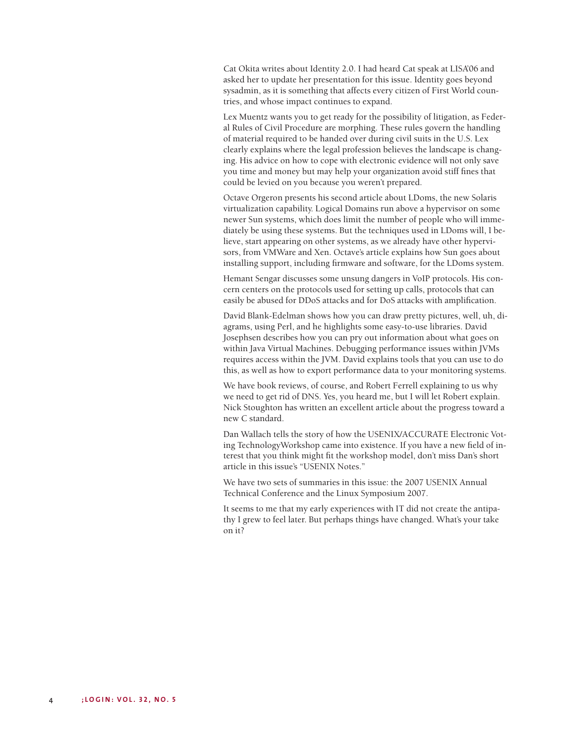Cat Okita writes about Identity 2.0. I had heard Cat speak at LISA'06 and asked her to update her presentation for this issue. Identity goes beyond sysadmin, as it is something that affects every citizen of First World countries, and whose impact continues to expand.

Lex Muentz wants you to get ready for the possibility of litigation, as Federal Rules of Civil Procedure are morphing. These rules govern the handling of material required to be handed over during civil suits in the U.S. Lex clearly explains where the legal profession believes the landscape is changing. His advice on how to cope with electronic evidence will not only save you time and money but may help your organization avoid stiff fines that could be levied on you because you weren't prepared.

Octave Orgeron presents his second article about LDoms, the new Solaris virtualization capability. Logical Domains run above a hypervisor on some newer Sun systems, which does limit the number of people who will immediately be using these systems. But the techniques used in LDoms will, I believe, start appearing on other systems, as we already have other hypervisors, from VMWare and Xen. Octave's article explains how Sun goes about installing support, including firmware and software, for the LDoms system.

Hemant Sengar discusses some unsung dangers in VoIP protocols. His concern centers on the protocols used for setting up calls, protocols that can easily be abused for DDoS attacks and for DoS attacks with amplification.

David Blank-Edelman shows how you can draw pretty pictures, well, uh, diagrams, using Perl, and he highlights some easy-to-use libraries. David Josephsen describes how you can pry out information about what goes on within Java Virtual Machines. Debugging performance issues within JVMs requires access within the JVM. David explains tools that you can use to do this, as well as how to export performance data to your monitoring systems.

We have book reviews, of course, and Robert Ferrell explaining to us why we need to get rid of DNS. Yes, you heard me, but I will let Robert explain. Nick Stoughton has written an excellent article about the progress toward a new C standard.

Dan Wallach tells the story of how the USENIX/ACCURATE Electronic Voting TechnologyWorkshop came into existence. If you have a new field of interest that you think might fit the workshop model, don't miss Dan's short article in this issue's "USENIX Notes."

We have two sets of summaries in this issue: the 2007 USENIX Annual Technical Conference and the Linux Symposium 2007.

It seems to me that my early experiences with IT did not create the antipathy I grew to feel later. But perhaps things have changed. What's your take on it?